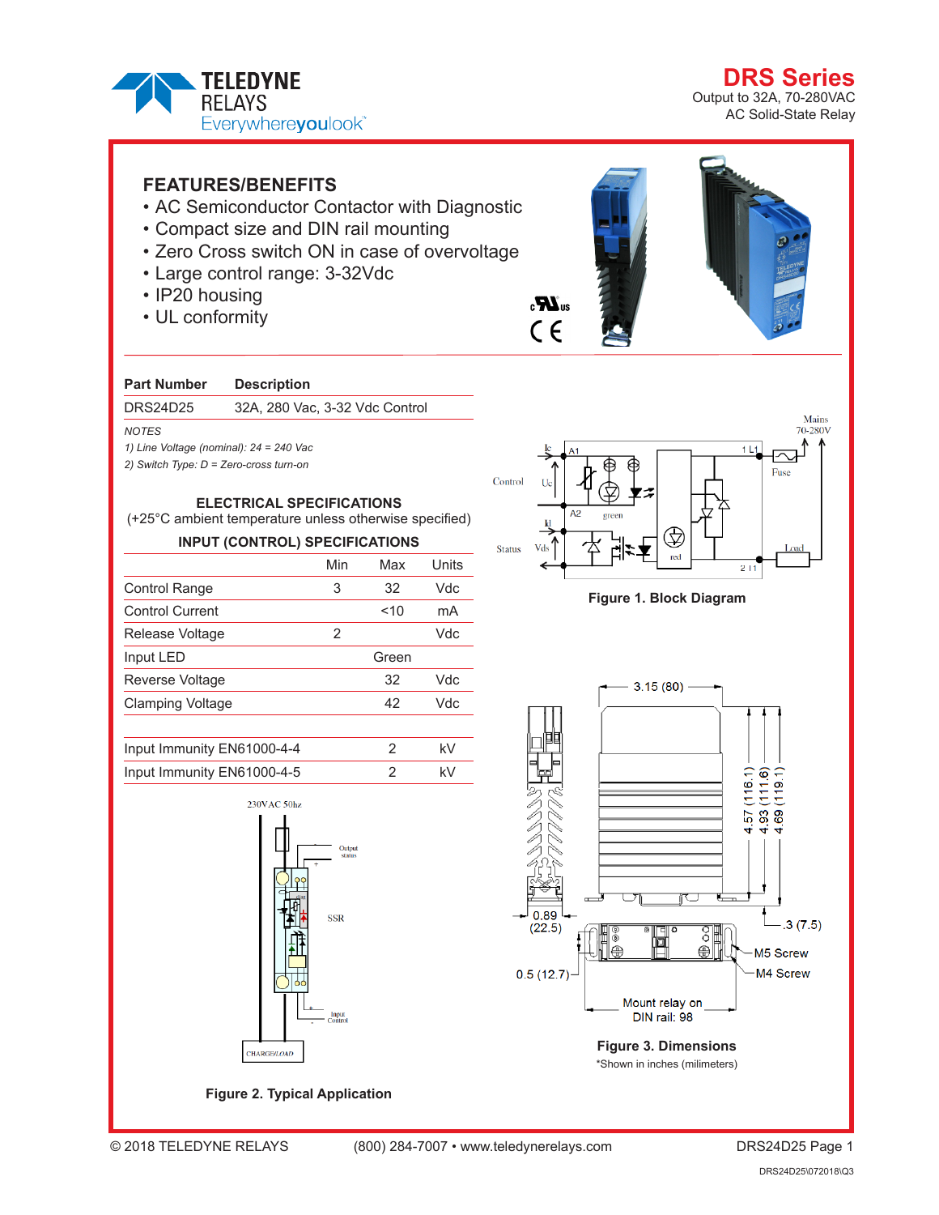TELEDYNE RELAYS
Everywhereyoulook™

# DRS Series

Output to 32A, 70-280VAC
AC Solid-State Relay

## FEATURES/BENEFITS

- AC Semiconductor Contactor with Diagnostic
- Compact size and DIN rail mounting
- Zero Cross switch ON in case of overvoltage
- Large control range: 3-32Vdc
- IP20 housing
- UL conformity

| Part Number | Description |
|---|---|
| DRS24D25 | 32A, 280 Vac, 3-32 Vdc Control |

*NOTES*
*1) Line Voltage (nominal): 24 = 240 Vac*
*2) Switch Type: D = Zero-cross turn-on*

### ELECTRICAL SPECIFICATIONS

(+25°C ambient temperature unless otherwise specified)

### INPUT (CONTROL) SPECIFICATIONS

| | Min | Max | Units |
|---|---|---|---|
| Control Range | 3 | 32 | Vdc |
| Control Current | | <10 | mA |
| Release Voltage | 2 | | Vdc |
| Input LED | | Green | |
| Reverse Voltage | | 32 | Vdc |
| Clamping Voltage | | 42 | Vdc |
| Input Immunity EN61000-4-4 | | 2 | kV |
| Input Immunity EN61000-4-5 | | 2 | kV |

Figure 1. Block Diagram

Figure 2. Typical Application

Figure 3. Dimensions

*Shown in inches (milimeters)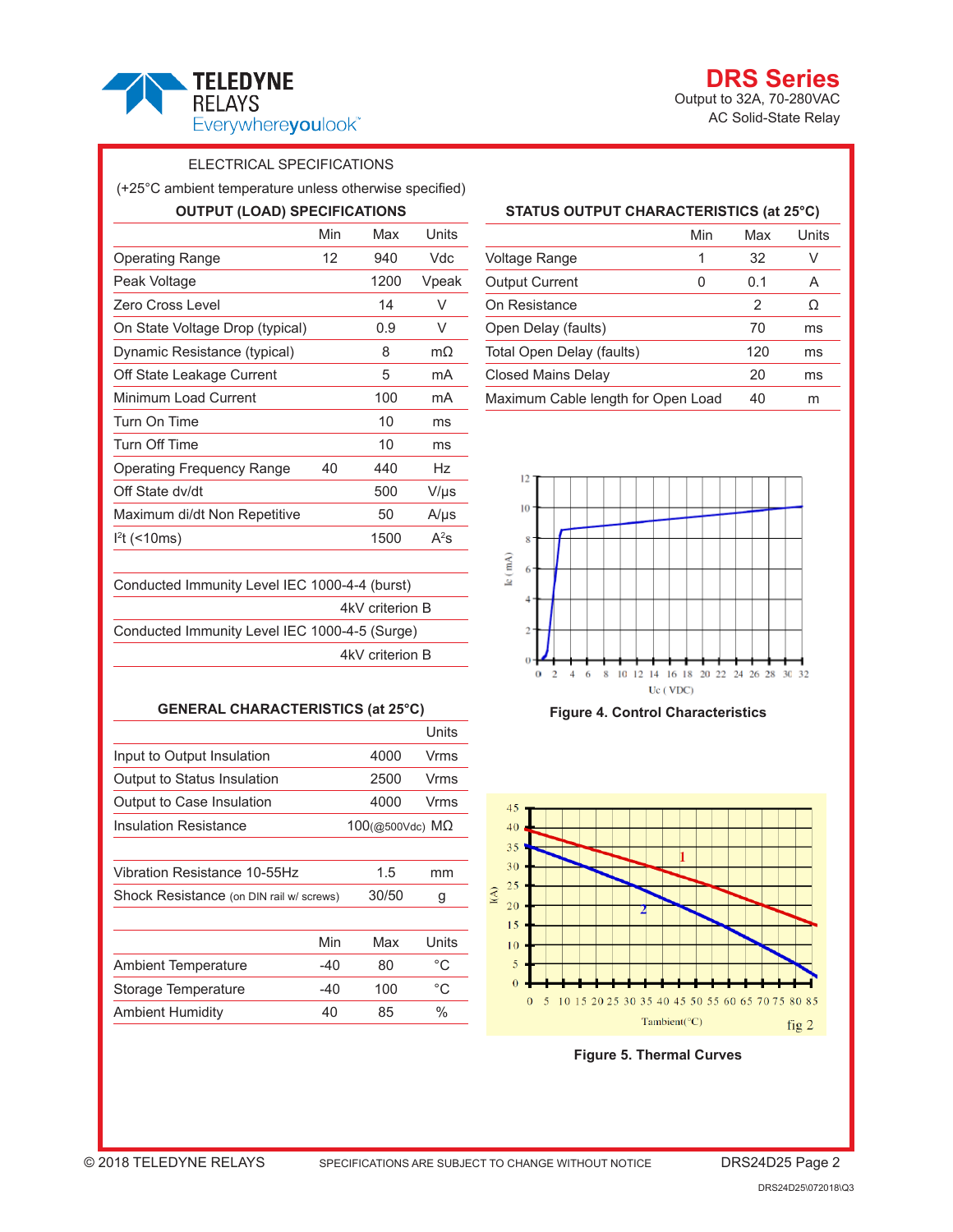ELECTRICAL SPECIFICATIONS

(+25°C ambient temperature unless otherwise specified)

### OUTPUT (LOAD) SPECIFICATIONS

| | Min | Max | Units |
|---|---|---|---|
| Operating Range | 12 | 940 | Vdc |
| Peak Voltage | | 1200 | Vpeak |
| Zero Cross Level | | 14 | V |
| On State Voltage Drop (typical) | | 0.9 | V |
| Dynamic Resistance (typical) | | 8 | mΩ |
| Off State Leakage Current | | 5 | mA |
| Minimum Load Current | | 100 | mA |
| Turn On Time | | 10 | ms |
| Turn Off Time | | 10 | ms |
| Operating Frequency Range | 40 | 440 | Hz |
| Off State dv/dt | | 500 | V/µs |
| Maximum di/dt Non Repetitive | | 50 | A/µs |
| $I^2t$ (<10ms) | | 1500 | $A^2s$ |

| | |
|---|---|
| Conducted Immunity Level IEC 1000-4-4 (burst) | 4kV criterion B |
| Conducted Immunity Level IEC 1000-4-5 (Surge) | 4kV criterion B |

### GENERAL CHARACTERISTICS (at 25°C)

| | | Units |
|---|---|---|
| Input to Output Insulation | 4000 | Vrms |
| Output to Status Insulation | 2500 | Vrms |
| Output to Case Insulation | 4000 | Vrms |
| Insulation Resistance | 100(@500Vdc) | MΩ |
| Vibration Resistance 10-55Hz | 1.5 | mm |
| Shock Resistance (on DIN rail w/ screws) | 30/50 | g |

| | Min | Max | Units |
|---|---|---|---|
| Ambient Temperature | -40 | 80 | °C |
| Storage Temperature | -40 | 100 | °C |
| Ambient Humidity | 40 | 85 | % |

### STATUS OUTPUT CHARACTERISTICS (at 25°C)

| | Min | Max | Units |
|---|---|---|---|
| Voltage Range | 1 | 32 | V |
| Output Current | 0 | 0.1 | A |
| On Resistance | | 2 | Ω |
| Open Delay (faults) | | 70 | ms |
| Total Open Delay (faults) | | 120 | ms |
| Closed Mains Delay | | 20 | ms |
| Maximum Cable length for Open Load | | 40 | m |

**Figure 4. Control Characteristics**

**Figure 5. Thermal Curves**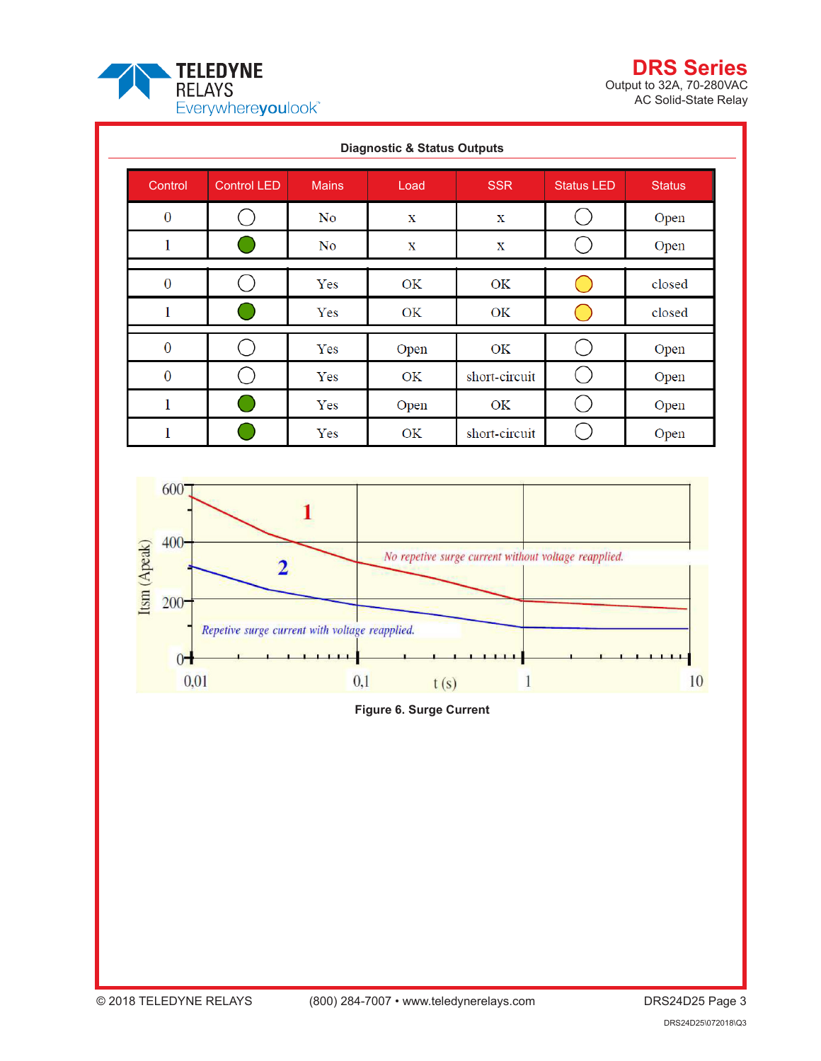## Diagnostic & Status Outputs

| Control | Control LED | Mains | Load | SSR | Status LED | Status |
|---|---|---|---|---|---|---|
| 0 | ○ | No | x | x | ○ | Open |
| 1 | ● (green) | No | x | x | ○ | Open |
| 0 | ○ | Yes | OK | OK | ● (yellow) | closed |
| 1 | ● (green) | Yes | OK | OK | ● (yellow) | closed |
| 0 | ○ | Yes | Open | OK | ○ | Open |
| 0 | ○ | Yes | OK | short-circuit | ○ | Open |
| 1 | ● (green) | Yes | Open | OK | ○ | Open |
| 1 | ● (green) | Yes | OK | short-circuit | ○ | Open |

Itsm (Apeak)

600
400
200
0

0,01
0,1
t (s)
1
10

1
2

No repetive surge current without voltage reapplied.

Repetive surge current with voltage reapplied.

**Figure 6. Surge Current**